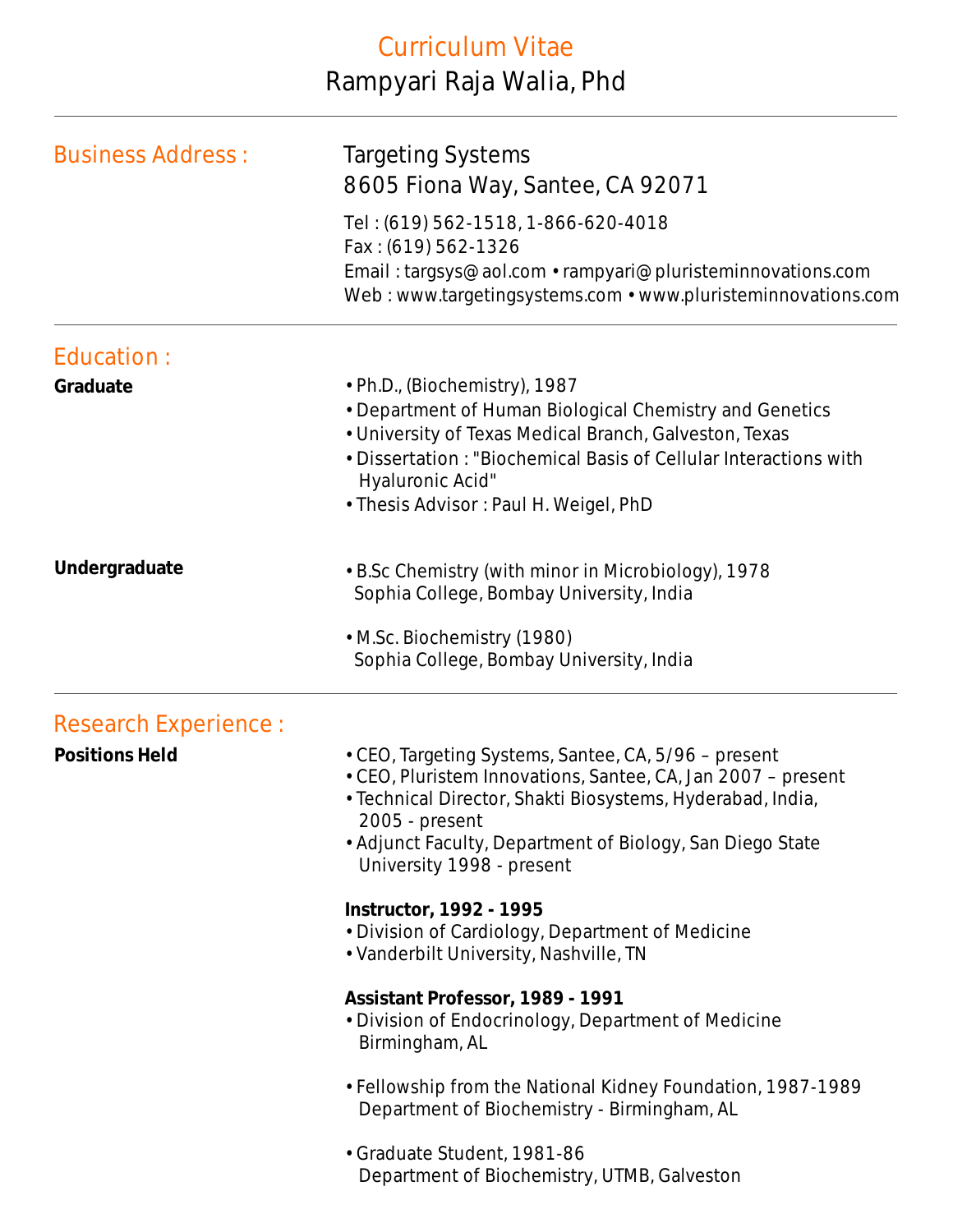# Curriculum Vitae

## Rampyari Raja Walia, Phd

---

## Business Address :

Targeting Systems
8605 Fiona Way, Santee, CA 92071

Tel : (619) 562-1518, 1-866-620-4018
Fax : (619) 562-1326
Email : targsys@aol.com • rampyari@pluristeminnovations.com
Web : www.targetingsystems.com • www.pluristeminnovations.com

---

## Education :

**Graduate**

- Ph.D., (Biochemistry), 1987
- Department of Human Biological Chemistry and Genetics
- University of Texas Medical Branch, Galveston, Texas
- Dissertation : "Biochemical Basis of Cellular Interactions with Hyaluronic Acid"
- Thesis Advisor : Paul H. Weigel, PhD

**Undergraduate**

- B.Sc Chemistry (with minor in Microbiology), 1978
  Sophia College, Bombay University, India

- M.Sc. Biochemistry (1980)
  Sophia College, Bombay University, India

---

## Research Experience :

**Positions Held**

- CEO, Targeting Systems, Santee, CA, 5/96 – present
- CEO, Pluristem Innovations, Santee, CA, Jan 2007 – present
- Technical Director, Shakti Biosystems, Hyderabad, India, 2005 - present
- Adjunct Faculty, Department of Biology, San Diego State University 1998 - present

**Instructor, 1992 - 1995**

- Division of Cardiology, Department of Medicine
- Vanderbilt University, Nashville, TN

**Assistant Professor, 1989 - 1991**

- Division of Endocrinology, Department of Medicine
  Birmingham, AL

- Fellowship from the National Kidney Foundation, 1987-1989
  Department of Biochemistry - Birmingham, AL

- Graduate Student, 1981-86
  Department of Biochemistry, UTMB, Galveston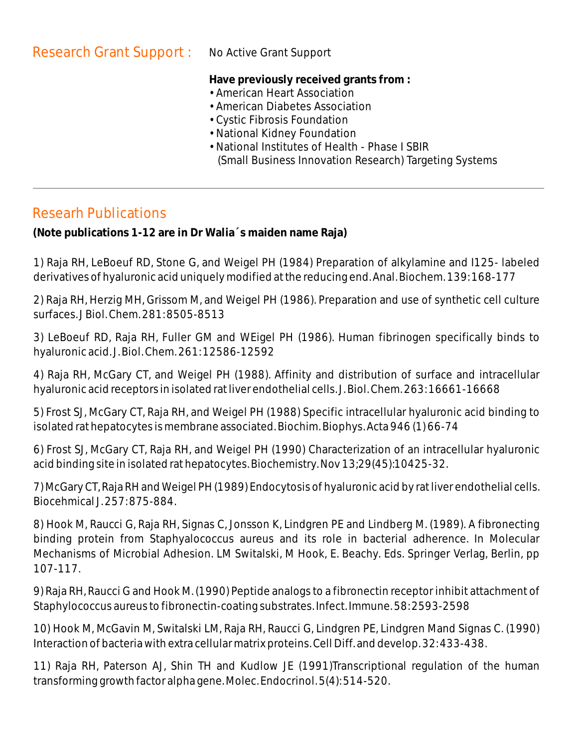## Research Grant Support :

No Active Grant Support

**Have previously received grants from :**

- American Heart Association
- American Diabetes Association
- Cystic Fibrosis Foundation
- National Kidney Foundation
- National Institutes of Health - Phase I SBIR (Small Business Innovation Research) Targeting Systems

---

## Research Publications

**(Note publications 1-12 are in Dr Walia´s maiden name Raja)**

1) Raja RH, LeBoeuf RD, Stone G, and Weigel PH (1984) Preparation of alkylamine and I125- labeled derivatives of hyaluronic acid uniquely modified at the reducing end. Anal. Biochem. 139:168-177

2) Raja RH, Herzig MH, Grissom M, and Weigel PH (1986). Preparation and use of synthetic cell culture surfaces. J Biol. Chem. 281:8505-8513

3) LeBoeuf RD, Raja RH, Fuller GM and WEigel PH (1986). Human fibrinogen specifically binds to hyaluronic acid. J. Biol. Chem. 261:12586-12592

4) Raja RH, McGary CT, and Weigel PH (1988). Affinity and distribution of surface and intracellular hyaluronic acid receptors in isolated rat liver endothelial cells. J. Biol. Chem. 263:16661-16668

5) Frost SJ, McGary CT, Raja RH, and Weigel PH (1988) Specific intracellular hyaluronic acid binding to isolated rat hepatocytes is membrane associated. Biochim. Biophys. Acta 946 (1) 66-74

6) Frost SJ, McGary CT, Raja RH, and Weigel PH (1990) Characterization of an intracellular hyaluronic acid binding site in isolated rat hepatocytes. Biochemistry. Nov 13;29(45):10425-32.

7) McGary CT, Raja RH and Weigel PH (1989) Endocytosis of hyaluronic acid by rat liver endothelial cells. Biocehmical J. 257:875-884.

8) Hook M, Raucci G, Raja RH, Signas C, Jonsson K, Lindgren PE and Lindberg M. (1989). A fibronecting binding protein from Staphyalococcus aureus and its role in bacterial adherence. In Molecular Mechanisms of Microbial Adhesion. LM Switalski, M Hook, E. Beachy. Eds. Springer Verlag, Berlin, pp 107-117.

9) Raja RH, Raucci G and Hook M. (1990) Peptide analogs to a fibronectin receptor inhibit attachment of Staphylococcus aureus to fibronectin-coating substrates. Infect. Immune. 58:2593-2598

10) Hook M, McGavin M, Switalski LM, Raja RH, Raucci G, Lindgren PE, Lindgren Mand Signas C. (1990) Interaction of bacteria with extra cellular matrix proteins. Cell Diff. and develop. 32:433-438.

11) Raja RH, Paterson AJ, Shin TH and Kudlow JE (1991)Transcriptional regulation of the human transforming growth factor alpha gene. Molec. Endocrinol. 5(4):514-520.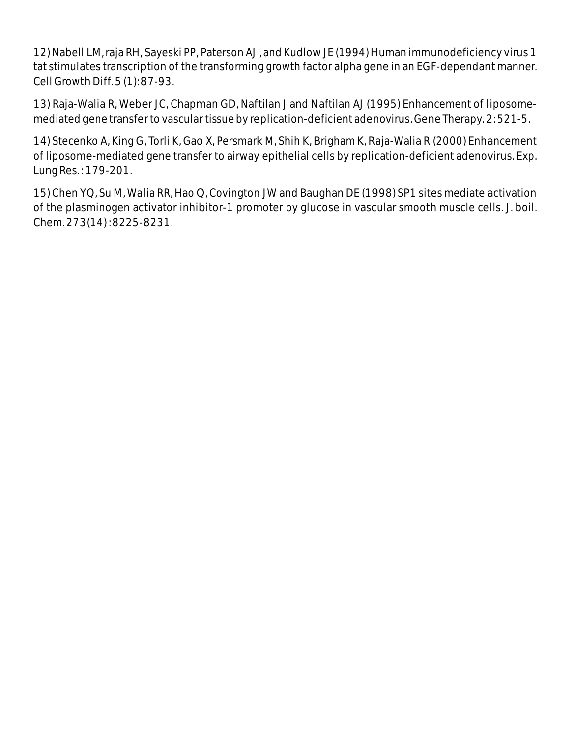12) Nabell LM, raja RH, Sayeski PP, Paterson AJ, and Kudlow JE (1994) Human immunodeficiency virus 1 tat stimulates transcription of the transforming growth factor alpha gene in an EGF-dependant manner. Cell Growth Diff. 5 (1):87-93.

13) Raja-Walia R, Weber JC, Chapman GD, Naftilan J and Naftilan AJ (1995) Enhancement of liposome-mediated gene transfer to vascular tissue by replication-deficient adenovirus. Gene Therapy. 2:521-5.

14) Stecenko A, King G, Torli K, Gao X, Persmark M, Shih K, Brigham K, Raja-Walia R (2000) Enhancement of liposome-mediated gene transfer to airway epithelial cells by replication-deficient adenovirus. Exp. Lung Res.:179-201.

15) Chen YQ, Su M, Walia RR, Hao Q, Covington JW and Baughan DE (1998) SP1 sites mediate activation of the plasminogen activator inhibitor-1 promoter by glucose in vascular smooth muscle cells. J. boil. Chem. 273(14):8225-8231.